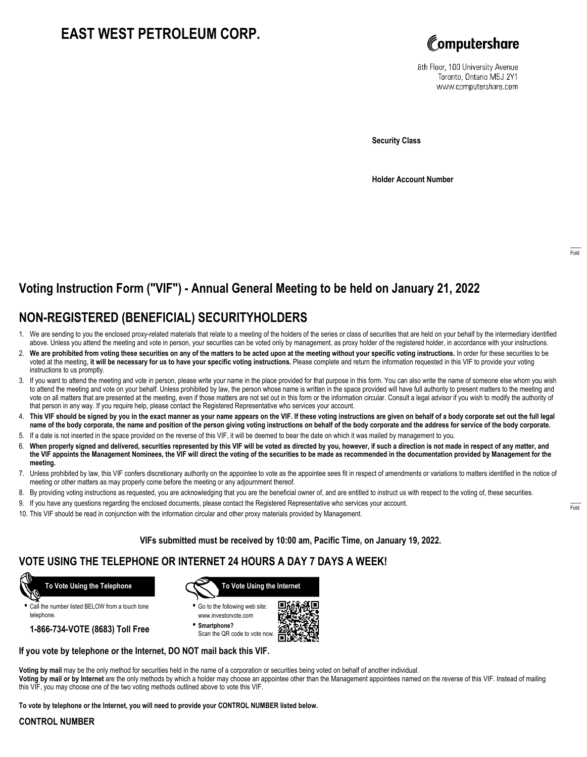# EAST WEST PETROLEUM CORP.

Computershare

8th Floor, 100 University Avenue
Toronto, Ontario M5J 2Y1
www.computershare.com

**Security Class**

**Holder Account Number**

Fold

## Voting Instruction Form ("VIF") - Annual General Meeting to be held on January 21, 2022

## NON-REGISTERED (BENEFICIAL) SECURITYHOLDERS

1. We are sending to you the enclosed proxy-related materials that relate to a meeting of the holders of the series or class of securities that are held on your behalf by the intermediary identified above. Unless you attend the meeting and vote in person, your securities can be voted only by management, as proxy holder of the registered holder, in accordance with your instructions.
2. **We are prohibited from voting these securities on any of the matters to be acted upon at the meeting without your specific voting instructions.** In order for these securities to be voted at the meeting, **it will be necessary for us to have your specific voting instructions.** Please complete and return the information requested in this VIF to provide your voting instructions to us promptly.
3. If you want to attend the meeting and vote in person, please write your name in the place provided for that purpose in this form. You can also write the name of someone else whom you wish to attend the meeting and vote on your behalf. Unless prohibited by law, the person whose name is written in the space provided will have full authority to present matters to the meeting and vote on all matters that are presented at the meeting, even if those matters are not set out in this form or the information circular. Consult a legal advisor if you wish to modify the authority of that person in any way. If you require help, please contact the Registered Representative who services your account.
4. **This VIF should be signed by you in the exact manner as your name appears on the VIF. If these voting instructions are given on behalf of a body corporate set out the full legal name of the body corporate, the name and position of the person giving voting instructions on behalf of the body corporate and the address for service of the body corporate.**
5. If a date is not inserted in the space provided on the reverse of this VIF, it will be deemed to bear the date on which it was mailed by management to you.
6. **When properly signed and delivered, securities represented by this VIF will be voted as directed by you, however, if such a direction is not made in respect of any matter, and the VIF appoints the Management Nominees, the VIF will direct the voting of the securities to be made as recommended in the documentation provided by Management for the meeting.**
7. Unless prohibited by law, this VIF confers discretionary authority on the appointee to vote as the appointee sees fit in respect of amendments or variations to matters identified in the notice of meeting or other matters as may properly come before the meeting or any adjournment thereof.
8. By providing voting instructions as requested, you are acknowledging that you are the beneficial owner of, and are entitled to instruct us with respect to the voting of, these securities.
9. If you have any questions regarding the enclosed documents, please contact the Registered Representative who services your account.
10. This VIF should be read in conjunction with the information circular and other proxy materials provided by Management.

Fold

**VIFs submitted must be received by 10:00 am, Pacific Time, on January 19, 2022.**

## VOTE USING THE TELEPHONE OR INTERNET 24 HOURS A DAY 7 DAYS A WEEK!

**To Vote Using the Telephone**

- Call the number listed BELOW from a touch tone telephone.

**1-866-734-VOTE (8683) Toll Free**

**To Vote Using the Internet**

- Go to the following web site: www.investorvote.com
- **Smartphone?** Scan the QR code to vote now.

**If you vote by telephone or the Internet, DO NOT mail back this VIF.**

**Voting by mail** may be the only method for securities held in the name of a corporation or securities being voted on behalf of another individual.
**Voting by mail or by Internet** are the only methods by which a holder may choose an appointee other than the Management appointees named on the reverse of this VIF. Instead of mailing this VIF, you may choose one of the two voting methods outlined above to vote this VIF.

**To vote by telephone or the Internet, you will need to provide your CONTROL NUMBER listed below.**

**CONTROL NUMBER**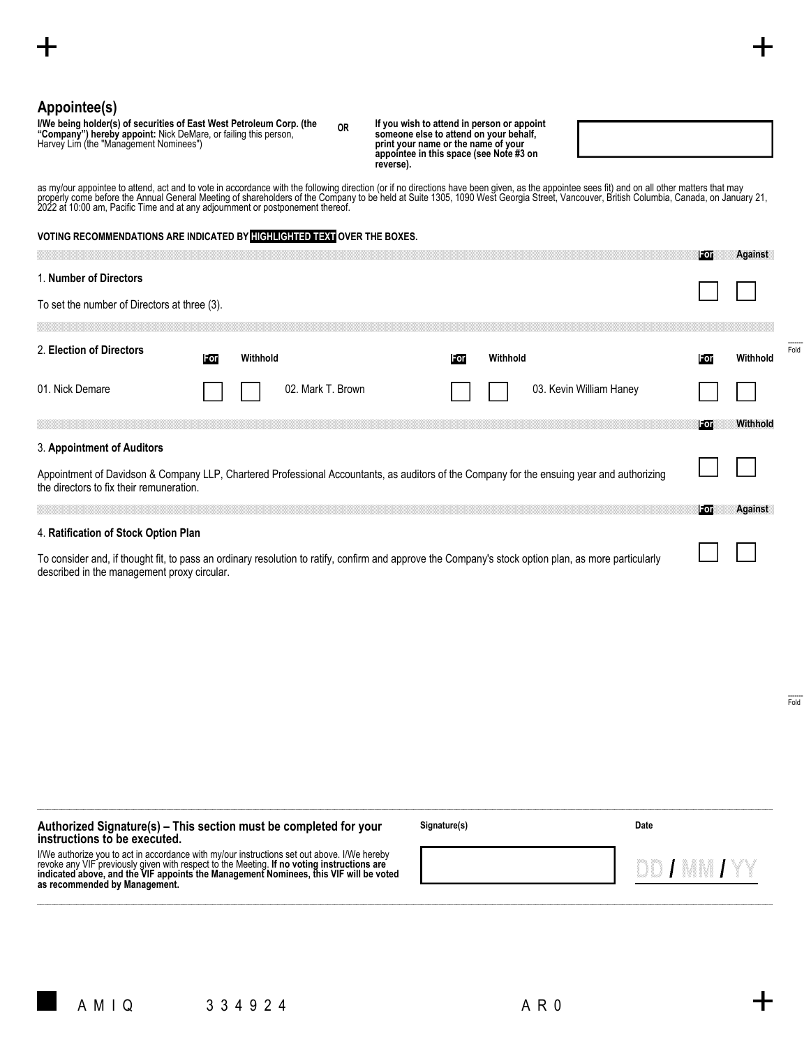## Appointee(s)

**I/We being holder(s) of securities of East West Petroleum Corp. (the "Company") hereby appoint:** Nick DeMare, or failing this person, Harvey Lim (the "Management Nominees")

**OR**

**If you wish to attend in person or appoint someone else to attend on your behalf, print your name or the name of your appointee in this space (see Note #3 on reverse).**

as my/our appointee to attend, act and to vote in accordance with the following direction (or if no directions have been given, as the appointee sees fit) and on all other matters that may properly come before the Annual General Meeting of shareholders of the Company to be held at Suite 1305, 1090 West Georgia Street, Vancouver, British Columbia, Canada, on January 21, 2022 at 10:00 am, Pacific Time and at any adjournment or postponement thereof.

**VOTING RECOMMENDATIONS ARE INDICATED BY HIGHLIGHTED TEXT OVER THE BOXES.**

| | For | Against |
|---|---|---|
| 1. **Number of Directors**<br>To set the number of Directors at three (3). | ☐ | ☐ |

| 2. **Election of Directors** | For | Withhold | | For | Withhold | | For | Withhold |
|---|---|---|---|---|---|---|---|---|
| 01. Nick Demare | ☐ | ☐ | 02. Mark T. Brown | ☐ | ☐ | 03. Kevin William Haney | ☐ | ☐ |

| | For | Withhold |
|---|---|---|
| 3. **Appointment of Auditors**<br>Appointment of Davidson & Company LLP, Chartered Professional Accountants, as auditors of the Company for the ensuing year and authorizing the directors to fix their remuneration. | ☐ | ☐ |

| | For | Against |
|---|---|---|
| 4. **Ratification of Stock Option Plan**<br>To consider and, if thought fit, to pass an ordinary resolution to ratify, confirm and approve the Company's stock option plan, as more particularly described in the management proxy circular. | ☐ | ☐ |

**Authorized Signature(s) – This section must be completed for your instructions to be executed.**

I/We authorize you to act in accordance with my/our instructions set out above. I/We hereby revoke any VIF previously given with respect to the Meeting. **If no voting instructions are indicated above, and the VIF appoints the Management Nominees, this VIF will be voted as recommended by Management.**

**Signature(s)**

**Date**

DD / MM / YY

A M I Q 3 3 4 9 2 4 A R 0